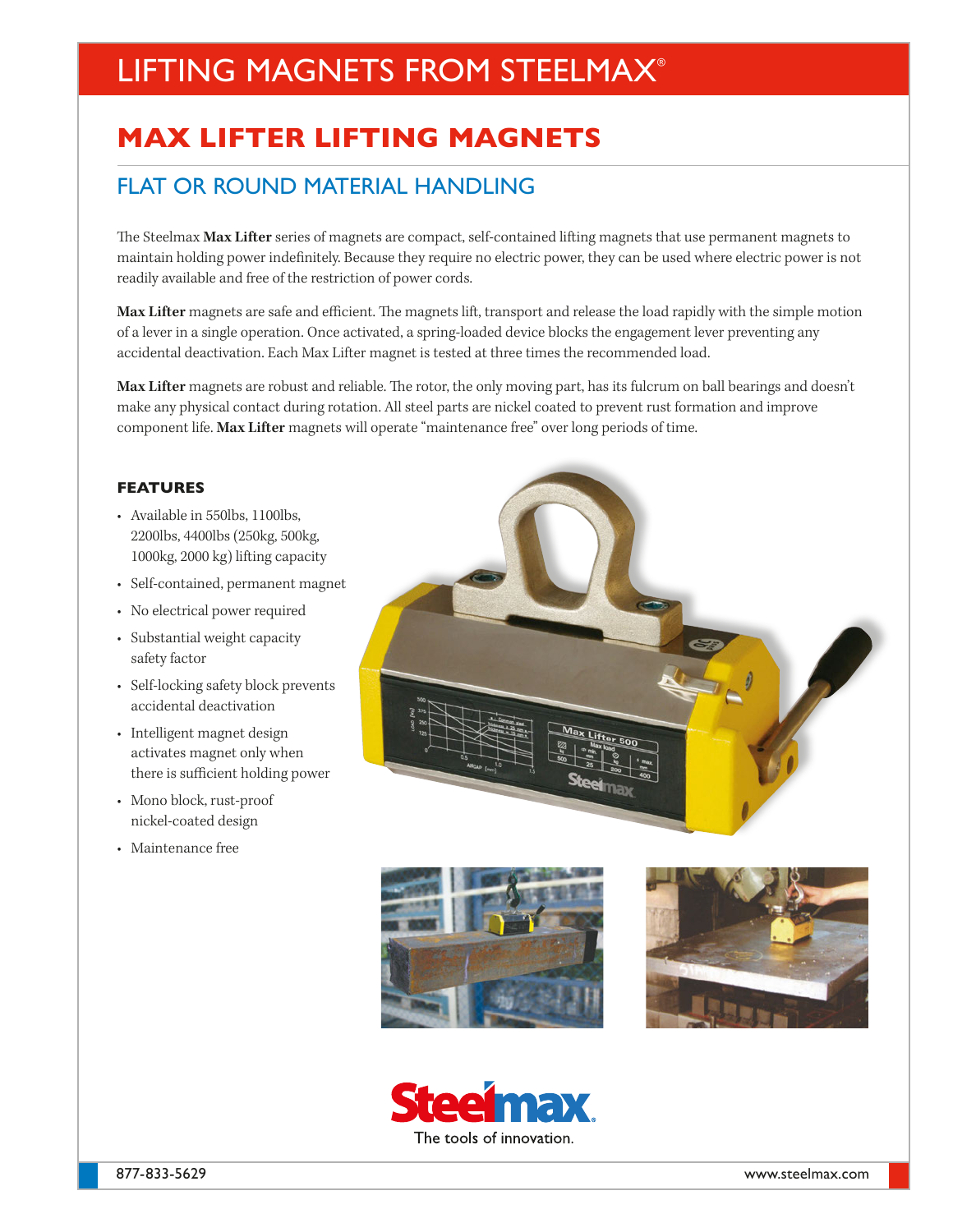# LIFTING MAGNETS FROM STEELMAX®

## MAX LIFTER LIFTING MAGNETS

### FLAT OR ROUND MATERIAL HANDLING

The Steelmax **Max Lifter** series of magnets are compact, self-contained lifting magnets that use permanent magnets to maintain holding power indefinitely. Because they require no electric power, they can be used where electric power is not readily available and free of the restriction of power cords.

**Max Lifter** magnets are safe and efficient. The magnets lift, transport and release the load rapidly with the simple motion of a lever in a single operation. Once activated, a spring-loaded device blocks the engagement lever preventing any accidental deactivation. Each Max Lifter magnet is tested at three times the recommended load.

**Max Lifter** magnets are robust and reliable. The rotor, the only moving part, has its fulcrum on ball bearings and doesn't make any physical contact during rotation. All steel parts are nickel coated to prevent rust formation and improve component life. **Max Lifter** magnets will operate "maintenance free" over long periods of time.

#### FEATURES

- Available in 550lbs, 1100lbs, 2200lbs, 4400lbs (250kg, 500kg, 1000kg, 2000 kg) lifting capacity
- Self-contained, permanent magnet
- No electrical power required
- Substantial weight capacity safety factor
- Self-locking safety block prevents accidental deactivation
- Intelligent magnet design activates magnet only when there is sufficient holding power
- Mono block, rust-proof nickel-coated design
- Maintenance free

Steelmax
The tools of innovation.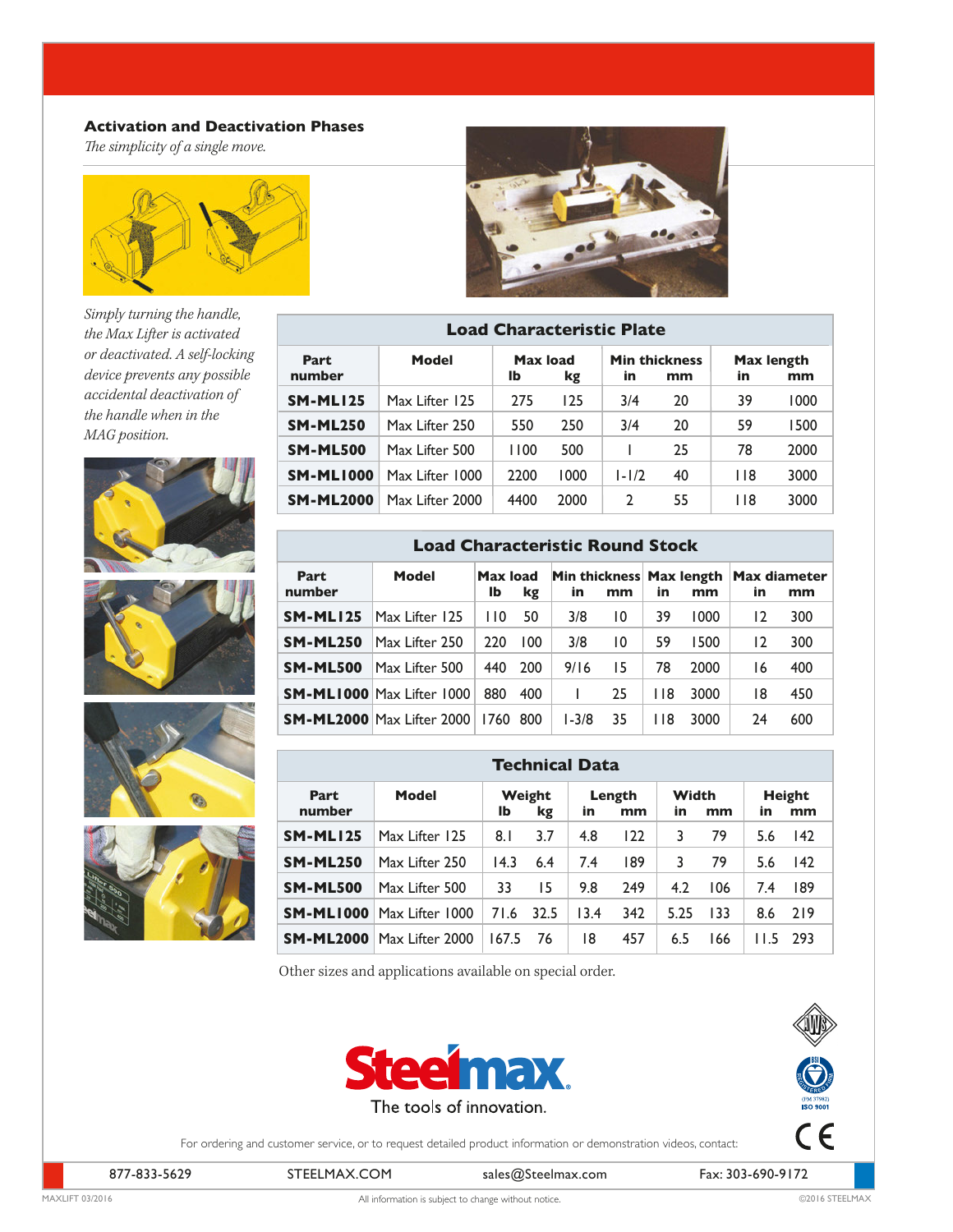### Activation and Deactivation Phases

*The simplicity of a single move.*

*Simply turning the handle, the Max Lifter is activated or deactivated. A self-locking device prevents any possible accidental deactivation of the handle when in the MAG position.*

**Load Characteristic Plate**

| Part number | Model | Max load lb | Max load kg | Min thickness in | Min thickness mm | Max length in | Max length mm |
|---|---|---|---|---|---|---|---|
| **SM-ML125** | Max Lifter 125 | 275 | 125 | 3/4 | 20 | 39 | 1000 |
| **SM-ML250** | Max Lifter 250 | 550 | 250 | 3/4 | 20 | 59 | 1500 |
| **SM-ML500** | Max Lifter 500 | 1100 | 500 | 1 | 25 | 78 | 2000 |
| **SM-ML1000** | Max Lifter 1000 | 2200 | 1000 | 1-1/2 | 40 | 118 | 3000 |
| **SM-ML2000** | Max Lifter 2000 | 4400 | 2000 | 2 | 55 | 118 | 3000 |

**Load Characteristic Round Stock**

| Part number | Model | Max load lb | Max load kg | Min thickness in | Min thickness mm | Max length in | Max length mm | Max diameter in | Max diameter mm |
|---|---|---|---|---|---|---|---|---|---|
| **SM-ML125** | Max Lifter 125 | 110 | 50 | 3/8 | 10 | 39 | 1000 | 12 | 300 |
| **SM-ML250** | Max Lifter 250 | 220 | 100 | 3/8 | 10 | 59 | 1500 | 12 | 300 |
| **SM-ML500** | Max Lifter 500 | 440 | 200 | 9/16 | 15 | 78 | 2000 | 16 | 400 |
| **SM-ML1000** | Max Lifter 1000 | 880 | 400 | 1 | 25 | 118 | 3000 | 18 | 450 |
| **SM-ML2000** | Max Lifter 2000 | 1760 | 800 | 1-3/8 | 35 | 118 | 3000 | 24 | 600 |

**Technical Data**

| Part number | Model | Weight lb | Weight kg | Length in | Length mm | Width in | Width mm | Height in | Height mm |
|---|---|---|---|---|---|---|---|---|---|
| **SM-ML125** | Max Lifter 125 | 8.1 | 3.7 | 4.8 | 122 | 3 | 79 | 5.6 | 142 |
| **SM-ML250** | Max Lifter 250 | 14.3 | 6.4 | 7.4 | 189 | 3 | 79 | 5.6 | 142 |
| **SM-ML500** | Max Lifter 500 | 33 | 15 | 9.8 | 249 | 4.2 | 106 | 7.4 | 189 |
| **SM-ML1000** | Max Lifter 1000 | 71.6 | 32.5 | 13.4 | 342 | 5.25 | 133 | 8.6 | 219 |
| **SM-ML2000** | Max Lifter 2000 | 167.5 | 76 | 18 | 457 | 6.5 | 166 | 11.5 | 293 |

Other sizes and applications available on special order.

Steelmax

The tools of innovation.

FM 37982 ISO 9001

For ordering and customer service, or to request detailed product information or demonstration videos, contact:

877-833-5629 STEELMAX.COM sales@Steelmax.com Fax: 303-690-9172

MAXLIFT 03/2016 All information is subject to change without notice. ©2016 STEELMAX